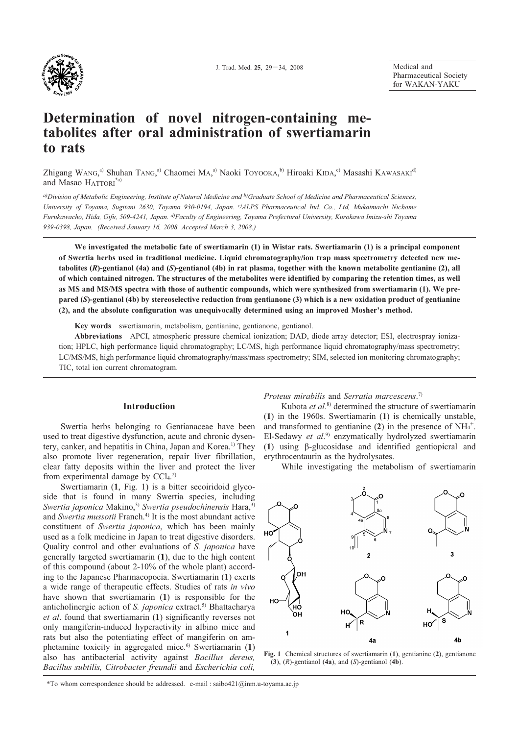# Determination of novel nitrogen-containing metabolites after oral administration of swertiamarin to rats

Zhigang WANG,[a)] Shuhan TANG,[a)] Chaomei MA,[a)] Naoki TOYOOKA,[b)] Hiroaki KIDA,[c)] Masashi KAWASAKI[d)] and Masao HATTORI[*a)]

[a)]Division of Metabolic Engineering, Institute of Natural Medicine and [b)]Graduate School of Medicine and Pharmaceutical Sciences, University of Toyama, Sugitani 2630, Toyama 930-0194, Japan. [c)]ALPS Pharmaceutical Ind. Co., Ltd, Mukaimachi Nichome Furukawacho, Hida, Gifu, 509-4241, Japan. [d)]Faculty of Engineering, Toyama Prefectural University, Kurokawa Imizu-shi Toyama 939-0398, Japan. (Received January 16, 2008. Accepted March 3, 2008.)

**We investigated the metabolic fate of swertiamarin (1) in Wistar rats. Swertiamarin (1) is a principal component of Swertia herbs used in traditional medicine. Liquid chromatography/ion trap mass spectrometry detected new metabolites (*R*)-gentianol (4a) and (*S*)-gentianol (4b) in rat plasma, together with the known metabolite gentianine (2), all of which contained nitrogen. The structures of the metabolites were identified by comparing the retention times, as well as MS and MS/MS spectra with those of authentic compounds, which were synthesized from swertiamarin (1). We prepared (*S*)-gentianol (4b) by stereoselective reduction from gentianone (3) which is a new oxidation product of gentianine (2), and the absolute configuration was unequivocally determined using an improved Mosher's method.**

**Key words** swertiamarin, metabolism, gentianine, gentianone, gentianol.

**Abbreviations** APCI, atmospheric pressure chemical ionization; DAD, diode array detector; ESI, electrospray ionization; HPLC, high performance liquid chromatography; LC/MS, high performance liquid chromatography/mass spectrometry; LC/MS/MS, high performance liquid chromatography/mass/mass spectrometry; SIM, selected ion monitoring chromatography; TIC, total ion current chromatogram.

## Introduction

Swertia herbs belonging to Gentianaceae have been used to treat digestive dysfunction, acute and chronic dysentery, canker, and hepatitis in China, Japan and Korea.[1)] They also promote liver regeneration, repair liver fibrillation, clear fatty deposits within the liver and protect the liver from experimental damage by $CCl_4$.[2)]

Swertiamarin (**1**, Fig. 1) is a bitter secoiridoid glycoside that is found in many Swertia species, including *Swertia japonica* Makino,[3)] *Swertia pseudochinensis* Hara,[3)] and *Swertia mussotii* Franch.[4)] It is the most abundant active constituent of *Swertia japonica*, which has been mainly used as a folk medicine in Japan to treat digestive disorders. Quality control and other evaluations of *S. japonica* have generally targeted swertiamarin (**1**), due to the high content of this compound (about 2-10% of the whole plant) according to the Japanese Pharmacopoeia. Swertiamarin (**1**) exerts a wide range of therapeutic effects. Studies of rats *in vivo* have shown that swertiamarin (**1**) is responsible for the anticholinergic action of *S. japonica* extract.[5)] Bhattacharya *et al*. found that swertiamarin (**1**) significantly reverses not only mangiferin-induced hyperactivity in albino mice and rats but also the potentiating effect of mangiferin on amphetamine toxicity in aggregated mice.[6)] Swertiamarin (**1**) also has antibacterial activity against *Bacillus dereus, Bacillus subtilis, Citrobacter freundii* and *Escherichia coli, Proteus mirabilis* and *Serratia marcescens*.[7)]

Kubota *et al*.[8)] determined the structure of swertiamarin (**1**) in the 1960s. Swertiamarin (**1**) is chemically unstable, and transformed to gentianine (**2**) in the presence of $NH_4^+$. El-Sedawy *et al*.[9)] enzymatically hydrolyzed swertiamarin (**1**) using β-glucosidase and identified gentiopicral and erythrocentaurin as the hydrolysates.

While investigating the metabolism of swertiamarin

**Fig. 1** Chemical structures of swertiamarin (**1**), gentianine (**2**), gentianone (**3**), (*R*)-gentianol (**4a**), and (*S*)-gentianol (**4b**).

*To whom correspondence should be addressed. e-mail : saibo421@inm.u-toyama.ac.jp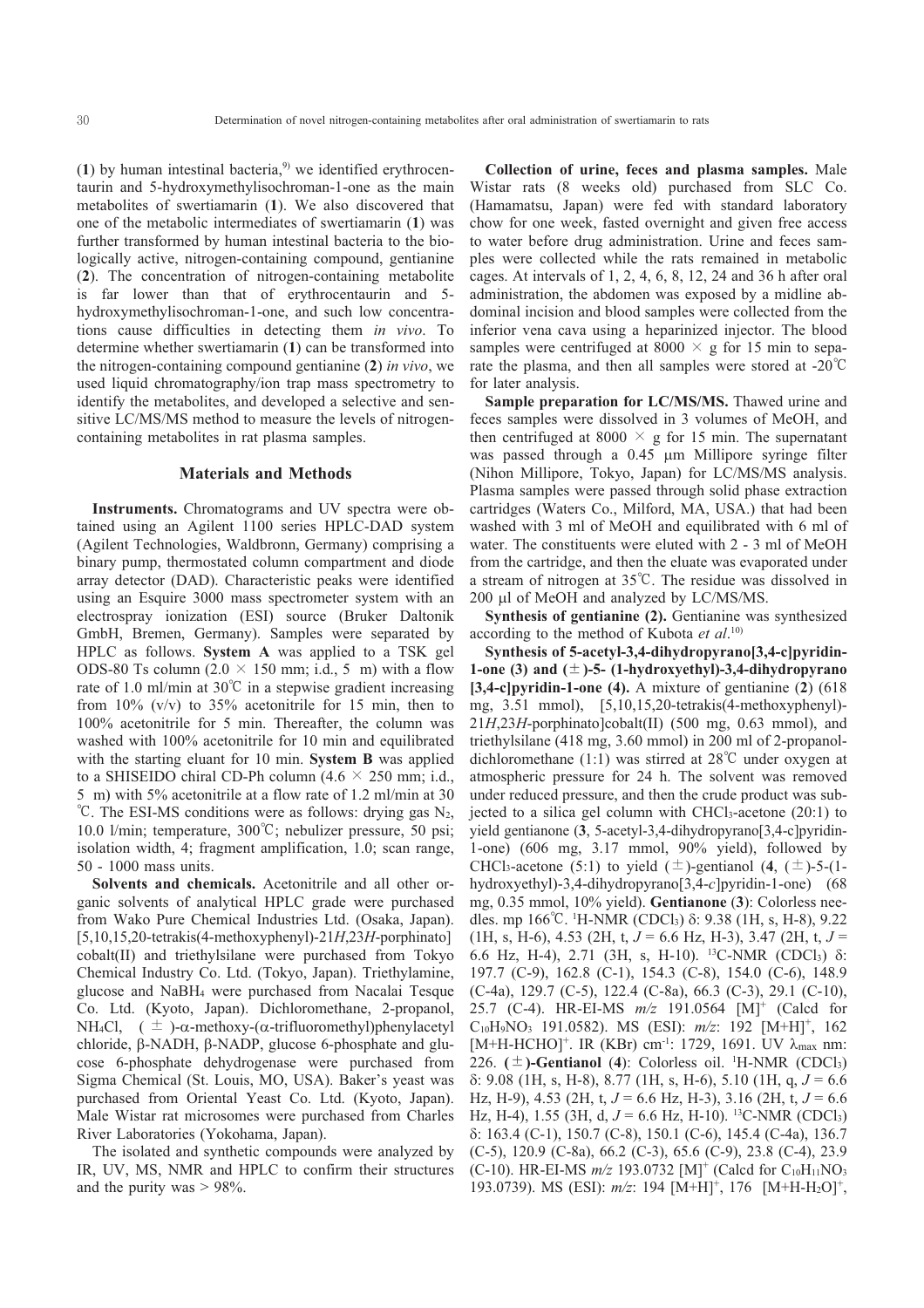(**1**) by human intestinal bacteria,[9] we identified erythrocentaurin and 5-hydroxymethylisochroman-1-one as the main metabolites of swertiamarin (**1**). We also discovered that one of the metabolic intermediates of swertiamarin (**1**) was further transformed by human intestinal bacteria to the biologically active, nitrogen-containing compound, gentianine (**2**). The concentration of nitrogen-containing metabolite is far lower than that of erythrocentaurin and 5-hydroxymethylisochroman-1-one, and such low concentrations cause difficulties in detecting them *in vivo*. To determine whether swertiamarin (**1**) can be transformed into the nitrogen-containing compound gentianine (**2**) *in vivo*, we used liquid chromatography/ion trap mass spectrometry to identify the metabolites, and developed a selective and sensitive LC/MS/MS method to measure the levels of nitrogen-containing metabolites in rat plasma samples.

## Materials and Methods

**Instruments.** Chromatograms and UV spectra were obtained using an Agilent 1100 series HPLC-DAD system (Agilent Technologies, Waldbronn, Germany) comprising a binary pump, thermostated column compartment and diode array detector (DAD). Characteristic peaks were identified using an Esquire 3000 mass spectrometer system with an electrospray ionization (ESI) source (Bruker Daltonik GmbH, Bremen, Germany). Samples were separated by HPLC as follows. **System A** was applied to a TSK gel ODS-80 Ts column (2.0 × 150 mm; i.d., 5 m) with a flow rate of 1.0 ml/min at 30℃ in a stepwise gradient increasing from 10% (v/v) to 35% acetonitrile for 15 min, then to 100% acetonitrile for 5 min. Thereafter, the column was washed with 100% acetonitrile for 10 min and equilibrated with the starting eluant for 10 min. **System B** was applied to a SHISEIDO chiral CD-Ph column (4.6 × 250 mm; i.d., 5 m) with 5% acetonitrile at a flow rate of 1.2 ml/min at 30 ℃. The ESI-MS conditions were as follows: drying gas $N_2$, 10.0 l/min; temperature, 300℃; nebulizer pressure, 50 psi; isolation width, 4; fragment amplification, 1.0; scan range, 50 - 1000 mass units.

**Solvents and chemicals.** Acetonitrile and all other organic solvents of analytical HPLC grade were purchased from Wako Pure Chemical Industries Ltd. (Osaka, Japan). [5,10,15,20-tetrakis(4-methoxyphenyl)-21*H*,23*H*-porphinato] cobalt(II) and triethylsilane were purchased from Tokyo Chemical Industry Co. Ltd. (Tokyo, Japan). Triethylamine, glucose and $NaBH_4$ were purchased from Nacalai Tesque Co. Ltd. (Kyoto, Japan). Dichloromethane, 2-propanol, $NH_4Cl$, (±)-α-methoxy-(α-trifluoromethyl)phenylacetyl chloride, β-NADH, β-NADP, glucose 6-phosphate and glucose 6-phosphate dehydrogenase were purchased from Sigma Chemical (St. Louis, MO, USA). Baker's yeast was purchased from Oriental Yeast Co. Ltd. (Kyoto, Japan). Male Wistar rat microsomes were purchased from Charles River Laboratories (Yokohama, Japan).

The isolated and synthetic compounds were analyzed by IR, UV, MS, NMR and HPLC to confirm their structures and the purity was > 98%.

**Collection of urine, feces and plasma samples.** Male Wistar rats (8 weeks old) purchased from SLC Co. (Hamamatsu, Japan) were fed with standard laboratory chow for one week, fasted overnight and given free access to water before drug administration. Urine and feces samples were collected while the rats remained in metabolic cages. At intervals of 1, 2, 4, 6, 8, 12, 24 and 36 h after oral administration, the abdomen was exposed by a midline abdominal incision and blood samples were collected from the inferior vena cava using a heparinized injector. The blood samples were centrifuged at 8000 × g for 15 min to separate the plasma, and then all samples were stored at -20℃ for later analysis.

**Sample preparation for LC/MS/MS.** Thawed urine and feces samples were dissolved in 3 volumes of MeOH, and then centrifuged at 8000 × g for 15 min. The supernatant was passed through a 0.45 μm Millipore syringe filter (Nihon Millipore, Tokyo, Japan) for LC/MS/MS analysis. Plasma samples were passed through solid phase extraction cartridges (Waters Co., Milford, MA, USA.) that had been washed with 3 ml of MeOH and equilibrated with 6 ml of water. The constituents were eluted with 2 - 3 ml of MeOH from the cartridge, and then the eluate was evaporated under a stream of nitrogen at 35℃. The residue was dissolved in 200 μl of MeOH and analyzed by LC/MS/MS.

**Synthesis of gentianine (2).** Gentianine was synthesized according to the method of Kubota *et al*.[10]

**Synthesis of 5-acetyl-3,4-dihydropyrano[3,4-c]pyridin-1-one (3) and (±)-5- (1-hydroxyethyl)-3,4-dihydropyrano [3,4-c]pyridin-1-one (4).** A mixture of gentianine (**2**) (618 mg, 3.51 mmol), [5,10,15,20-tetrakis(4-methoxyphenyl)-21*H*,23*H*-porphinato]cobalt(II) (500 mg, 0.63 mmol), and triethylsilane (418 mg, 3.60 mmol) in 200 ml of 2-propanol-dichloromethane (1:1) was stirred at 28℃ under oxygen at atmospheric pressure for 24 h. The solvent was removed under reduced pressure, and then the crude product was subjected to a silica gel column with $CHCl_3$-acetone (20:1) to yield gentianone (**3**, 5-acetyl-3,4-dihydropyrano[3,4-c]pyridin-1-one) (606 mg, 3.17 mmol, 90% yield), followed by $CHCl_3$-acetone (5:1) to yield (±)-gentianol (**4**, (±)-5-(1-hydroxyethyl)-3,4-dihydropyrano[3,4-*c*]pyridin-1-one) (68 mg, 0.35 mmol, 10% yield). **Gentianone** (**3**): Colorless needles. mp 166℃. $^1$H-NMR ($CDCl_3$) δ: 9.38 (1H, s, H-8), 9.22 (1H, s, H-6), 4.53 (2H, t, *J* = 6.6 Hz, H-3), 3.47 (2H, t, *J* = 6.6 Hz, H-4), 2.71 (3H, s, H-10). $^{13}$C-NMR ($CDCl_3$) δ: 197.7 (C-9), 162.8 (C-1), 154.3 (C-8), 154.0 (C-6), 148.9 (C-4a), 129.7 (C-5), 122.4 (C-8a), 66.3 (C-3), 29.1 (C-10), 25.7 (C-4). HR-EI-MS *m/z* 191.0564 $[M]^+$ (Calcd for $C_{10}H_9NO_3$ 191.0582). MS (ESI): *m/z*: 192 $[M+H]^+$, 162 $[M+H\text{-}HCHO]^+$. IR (KBr) cm$^{-1}$: 1729, 1691. UV $\lambda_{max}$ nm: 226. **(±)-Gentianol** (**4**): Colorless oil. $^1$H-NMR ($CDCl_3$) δ: 9.08 (1H, s, H-8), 8.77 (1H, s, H-6), 5.10 (1H, q, *J* = 6.6 Hz, H-9), 4.53 (2H, t, *J* = 6.6 Hz, H-3), 3.16 (2H, t, *J* = 6.6 Hz, H-4), 1.55 (3H, d, *J* = 6.6 Hz, H-10). $^{13}$C-NMR ($CDCl_3$) δ: 163.4 (C-1), 150.7 (C-8), 150.1 (C-6), 145.4 (C-4a), 136.7 (C-5), 120.9 (C-8a), 66.2 (C-3), 65.6 (C-9), 23.8 (C-4), 23.9 (C-10). HR-EI-MS *m/z* 193.0732 $[M]^+$ (Calcd for $C_{10}H_{11}NO_3$ 193.0739). MS (ESI): *m/z*: 194 $[M+H]^+$, 176 $[M+H\text{-}H_2O]^+$,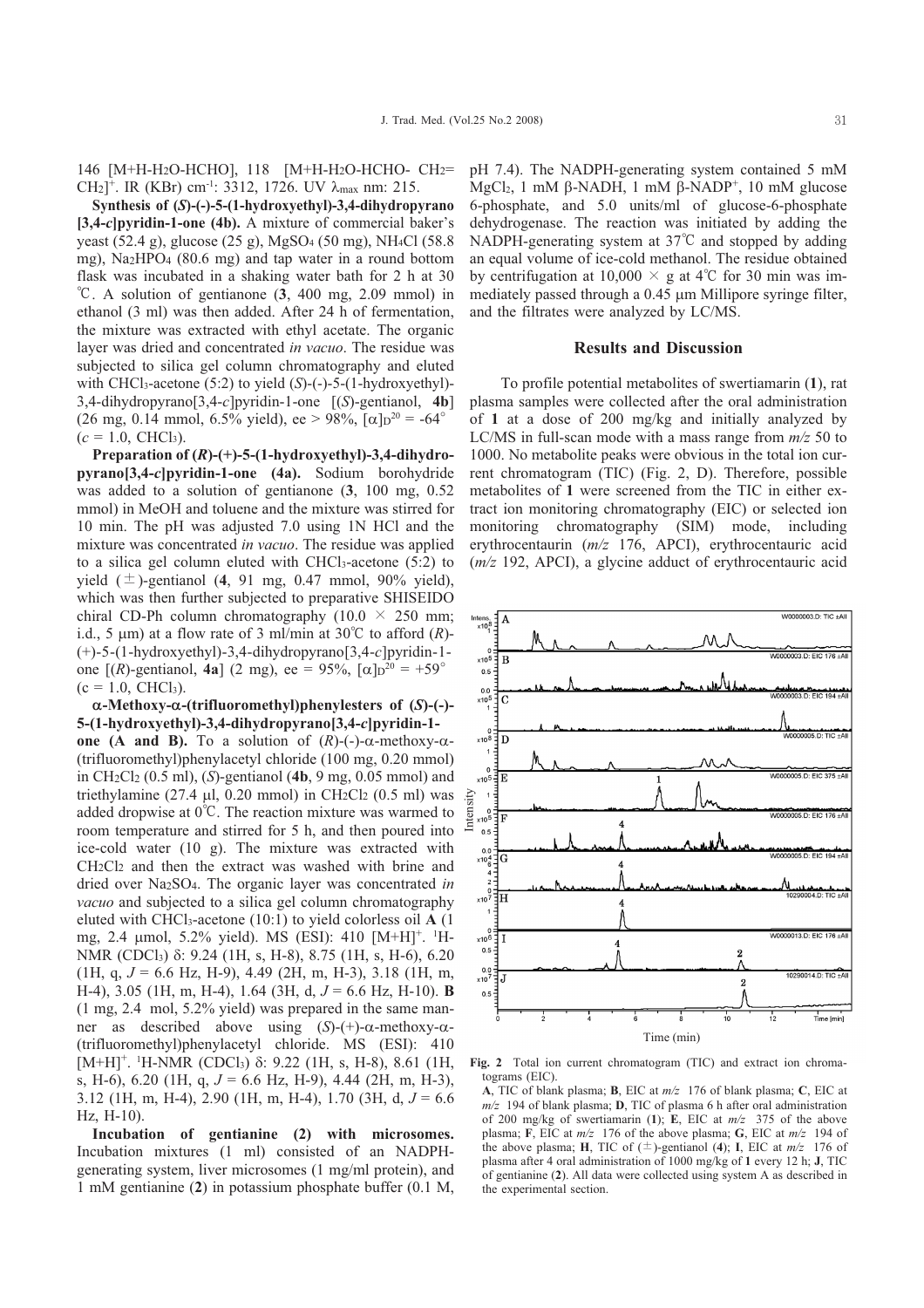146 [M+H-$H_2O$-HCHO], 118 [M+H-$H_2O$-HCHO- $CH_2$=$CH_2$]$^+$. IR (KBr) $cm^{-1}$: 3312, 1726. UV $\lambda_{max}$ nm: 215.

**Synthesis of (*S*)-(-)-5-(1-hydroxyethyl)-3,4-dihydropyrano [3,4-*c*]pyridin-1-one (4b).** A mixture of commercial baker's yeast (52.4 g), glucose (25 g), $MgSO_4$ (50 mg), $NH_4Cl$ (58.8 mg), $Na_2HPO_4$ (80.6 mg) and tap water in a round bottom flask was incubated in a shaking water bath for 2 h at 30 ℃. A solution of gentianone (**3**, 400 mg, 2.09 mmol) in ethanol (3 ml) was then added. After 24 h of fermentation, the mixture was extracted with ethyl acetate. The organic layer was dried and concentrated *in vacuo*. The residue was subjected to silica gel column chromatography and eluted with $CHCl_3$-acetone (5:2) to yield (*S*)-(-)-5-(1-hydroxyethyl)-3,4-dihydropyrano[3,4-*c*]pyridin-1-one [(*S*)-gentianol, **4b**] (26 mg, 0.14 mmol, 6.5% yield), ee > 98%, $[\alpha]_D^{20} = -64°$ ($c$ = 1.0, $CHCl_3$).

**Preparation of (*R*)-(+)-5-(1-hydroxyethyl)-3,4-dihydropyrano[3,4-*c*]pyridin-1-one (4a).** Sodium borohydride was added to a solution of gentianone (**3**, 100 mg, 0.52 mmol) in MeOH and toluene and the mixture was stirred for 10 min. The pH was adjusted 7.0 using 1N HCl and the mixture was concentrated *in vacuo*. The residue was applied to a silica gel column eluted with $CHCl_3$-acetone (5:2) to yield (±)-gentianol (**4**, 91 mg, 0.47 mmol, 90% yield), which was then further subjected to preparative SHISEIDO chiral CD-Ph column chromatography (10.0 × 250 mm; i.d., 5 μm) at a flow rate of 3 ml/min at 30℃ to afford (*R*)-(+)-5-(1-hydroxyethyl)-3,4-dihydropyrano[3,4-*c*]pyridin-1-one [(*R*)-gentianol, **4a**] (2 mg), ee = 95%, $[\alpha]_D^{20} = +59°$ (c = 1.0, $CHCl_3$).

**α-Methoxy-α-(trifluoromethyl)phenylesters of (*S*)-(-)-5-(1-hydroxyethyl)-3,4-dihydropyrano[3,4-*c*]pyridin-1-one (A and B).** To a solution of (*R*)-(-)-α-methoxy-α-(trifluoromethyl)phenylacetyl chloride (100 mg, 0.20 mmol) in $CH_2Cl_2$ (0.5 ml), (*S*)-gentianol (**4b**, 9 mg, 0.05 mmol) and triethylamine (27.4 μl, 0.20 mmol) in $CH_2Cl_2$ (0.5 ml) was added dropwise at 0℃. The reaction mixture was warmed to room temperature and stirred for 5 h, and then poured into ice-cold water (10 g). The mixture was extracted with $CH_2Cl_2$ and then the extract was washed with brine and dried over $Na_2SO_4$. The organic layer was concentrated *in vacuo* and subjected to a silica gel column chromatography eluted with $CHCl_3$-acetone (10:1) to yield colorless oil **A** (1 mg, 2.4 μmol, 5.2% yield). MS (ESI): 410 [M+H]$^+$. $^1$H-NMR ($CDCl_3$) δ: 9.24 (1H, s, H-8), 8.75 (1H, s, H-6), 6.20 (1H, q, $J$ = 6.6 Hz, H-9), 4.49 (2H, m, H-3), 3.18 (1H, m, H-4), 3.05 (1H, m, H-4), 1.64 (3H, d, $J$ = 6.6 Hz, H-10). **B** (1 mg, 2.4 mol, 5.2% yield) was prepared in the same manner as described above using (*S*)-(+)-α-methoxy-α-(trifluoromethyl)phenylacetyl chloride. MS (ESI): 410 [M+H]$^+$. $^1$H-NMR ($CDCl_3$) δ: 9.22 (1H, s, H-8), 8.61 (1H, s, H-6), 6.20 (1H, q, $J$ = 6.6 Hz, H-9), 4.44 (2H, m, H-3), 3.12 (1H, m, H-4), 2.90 (1H, m, H-4), 1.70 (3H, d, $J$ = 6.6 Hz, H-10).

**Incubation of gentianine (2) with microsomes.** Incubation mixtures (1 ml) consisted of an NADPH-generating system, liver microsomes (1 mg/ml protein), and 1 mM gentianine (**2**) in potassium phosphate buffer (0.1 M, pH 7.4). The NADPH-generating system contained 5 mM $MgCl_2$, 1 mM β-NADH, 1 mM β-NADP$^+$, 10 mM glucose 6-phosphate, and 5.0 units/ml of glucose-6-phosphate dehydrogenase. The reaction was initiated by adding the NADPH-generating system at 37℃ and stopped by adding an equal volume of ice-cold methanol. The residue obtained by centrifugation at 10,000 × g at 4℃ for 30 min was immediately passed through a 0.45 μm Millipore syringe filter, and the filtrates were analyzed by LC/MS.

## Results and Discussion

To profile potential metabolites of swertiamarin (**1**), rat plasma samples were collected after the oral administration of **1** at a dose of 200 mg/kg and initially analyzed by LC/MS in full-scan mode with a mass range from $m/z$ 50 to 1000. No metabolite peaks were obvious in the total ion current chromatogram (TIC) (Fig. 2, D). Therefore, possible metabolites of **1** were screened from the TIC in either extract ion monitoring chromatography (EIC) or selected ion monitoring chromatography (SIM) mode, including erythrocentaurin ($m/z$ 176, APCI), erythrocentauric acid ($m/z$ 192, APCI), a glycine adduct of erythrocentauric acid

**Fig. 2** Total ion current chromatogram (TIC) and extract ion chromatograms (EIC).
**A**, TIC of blank plasma; **B**, EIC at $m/z$ 176 of blank plasma; **C**, EIC at $m/z$ 194 of blank plasma; **D**, TIC of plasma 6 h after oral administration of 200 mg/kg of swertiamarin (**1**); **E**, EIC at $m/z$ 375 of the above plasma; **F**, EIC at $m/z$ 176 of the above plasma; **G**, EIC at $m/z$ 194 of the above plasma; **H**, TIC of (±)-gentianol (**4**); **I**, EIC at $m/z$ 176 of plasma after 4 oral administration of 1000 mg/kg of **1** every 12 h; **J**, TIC of gentianine (**2**). All data were collected using system A as described in the experimental section.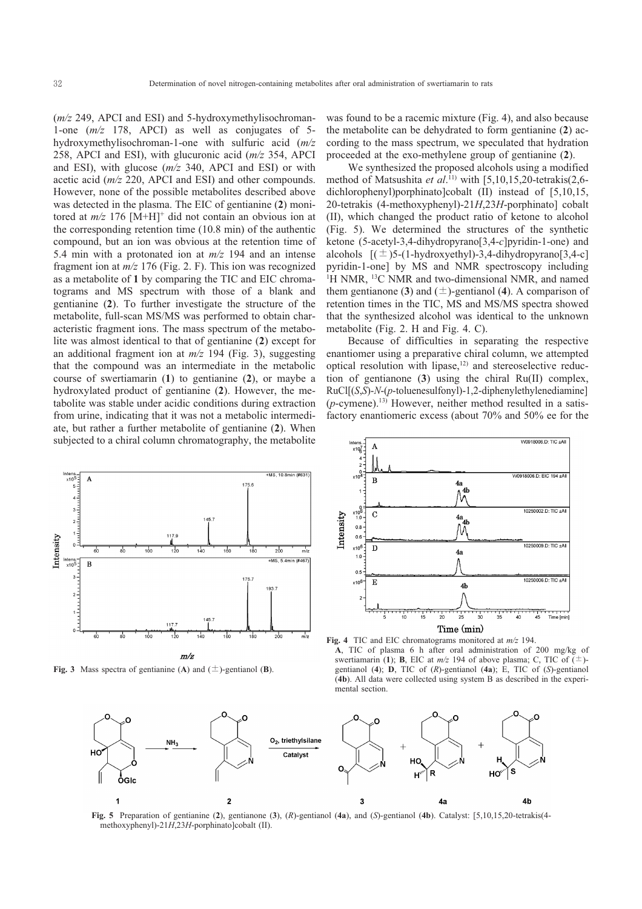(*m/z* 249, APCI and ESI) and 5-hydroxymethylisochroman-1-one (*m/z* 178, APCI) as well as conjugates of 5-hydroxymethylisochroman-1-one with sulfuric acid (*m/z* 258, APCI and ESI), with glucuronic acid (*m/z* 354, APCI and ESI), with glucose (*m/z* 340, APCI and ESI) or with acetic acid (*m/z* 220, APCI and ESI) and other compounds. However, none of the possible metabolites described above was detected in the plasma. The EIC of gentianine (**2**) monitored at *m/z* 176 $[M+H]^+$ did not contain an obvious ion at the corresponding retention time (10.8 min) of the authentic compound, but an ion was obvious at the retention time of 5.4 min with a protonated ion at *m/z* 194 and an intense fragment ion at *m/z* 176 (Fig. 2. F). This ion was recognized as a metabolite of **1** by comparing the TIC and EIC chromatograms and MS spectrum with those of a blank and gentianine (**2**). To further investigate the structure of the metabolite, full-scan MS/MS was performed to obtain characteristic fragment ions. The mass spectrum of the metabolite was almost identical to that of gentianine (**2**) except for an additional fragment ion at *m/z* 194 (Fig. 3), suggesting that the compound was an intermediate in the metabolic course of swertiamarin (**1**) to gentianine (**2**), or maybe a hydroxylated product of gentianine (**2**). However, the metabolite was stable under acidic conditions during extraction from urine, indicating that it was not a metabolic intermediate, but rather a further metabolite of gentianine (**2**). When subjected to a chiral column chromatography, the metabolite was found to be a racemic mixture (Fig. 4), and also because the metabolite can be dehydrated to form gentianine (**2**) according to the mass spectrum, we speculated that hydration proceeded at the exo-methylene group of gentianine (**2**).

We synthesized the proposed alcohols using a modified method of Matsushita *et al*.[11] with [5,10,15,20-tetrakis(2,6-dichlorophenyl)porphinato]cobalt (II) instead of [5,10,15,20-tetrakis (4-methoxyphenyl)-21*H*,23*H*-porphinato] cobalt (II), which changed the product ratio of ketone to alcohol (Fig. 5). We determined the structures of the synthetic ketone (5-acetyl-3,4-dihydropyrano[3,4-*c*]pyridin-1-one) and alcohols [(±)5-(1-hydroxyethyl)-3,4-dihydropyrano[3,4-c] pyridin-1-one] by MS and NMR spectroscopy including $^1$H NMR, $^{13}$C NMR and two-dimensional NMR, and named them gentianone (**3**) and (±)-gentianol (**4**). A comparison of retention times in the TIC, MS and MS/MS spectra showed that the synthesized alcohol was identical to the unknown metabolite (Fig. 2. H and Fig. 4. C).

Because of difficulties in separating the respective enantiomer using a preparative chiral column, we attempted optical resolution with lipase,[12] and stereoselective reduction of gentianone (**3**) using the chiral Ru(II) complex, RuCl[(*S*,*S*)-*N*-(*p*-toluenesulfonyl)-1,2-diphenylethylenediamine] (*p*-cymene).[13] However, neither method resulted in a satisfactory enantiomeric excess (about 70% and 50% ee for the

**Fig. 3** Mass spectra of gentianine (**A**) and (±)-gentianol (**B**).

**Fig. 4** TIC and EIC chromatograms monitored at *m/z* 194.
**A**, TIC of plasma 6 h after oral administration of 200 mg/kg of swertiamarin (**1**); **B**, EIC at *m/z* 194 of above plasma; C, TIC of (±)-gentianol (**4**); **D**, TIC of (*R*)-gentianol (**4a**); E, TIC of (*S*)-gentianol (**4b**). All data were collected using system B as described in the experimental section.

**Fig. 5** Preparation of gentianine (**2**), gentianone (**3**), (*R*)-gentianol (**4a**), and (*S*)-gentianol (**4b**). Catalyst: [5,10,15,20-tetrakis(4-methoxyphenyl)-21*H*,23*H*-porphinato]cobalt (II).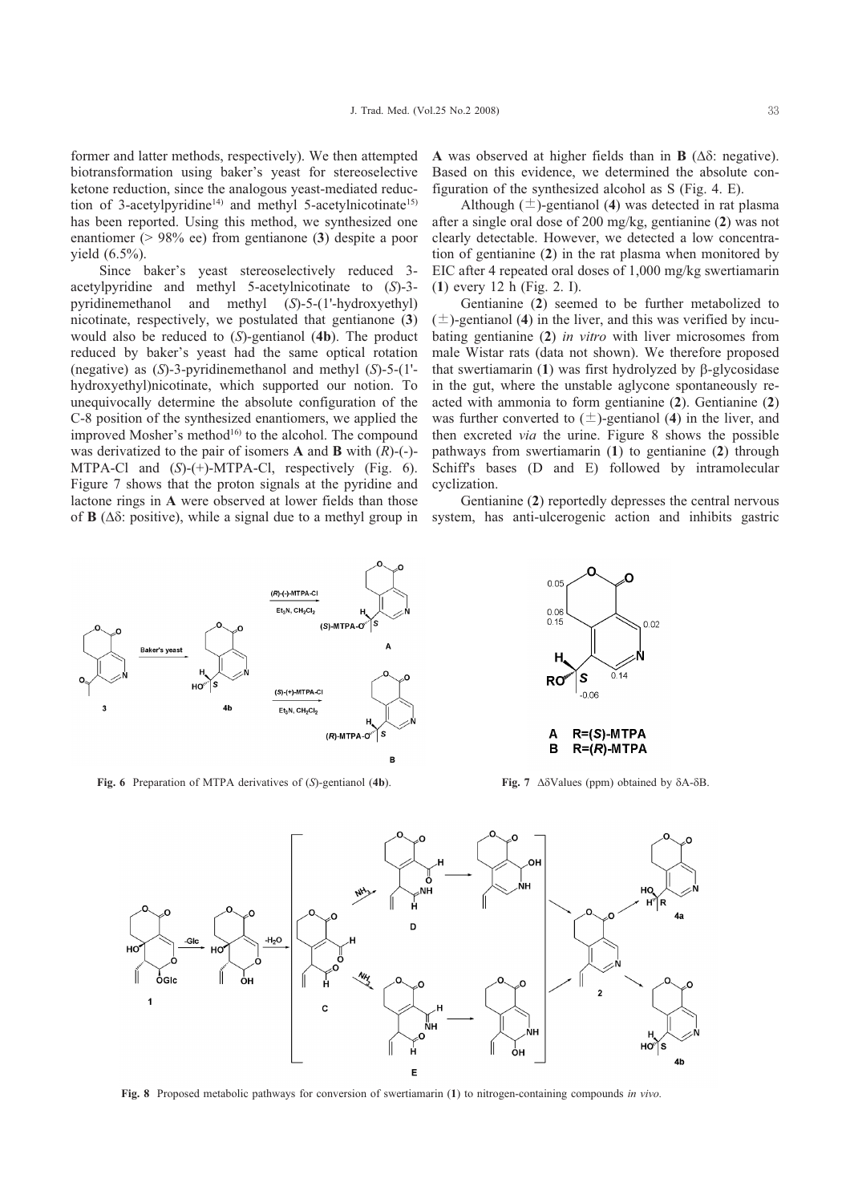former and latter methods, respectively). We then attempted biotransformation using baker's yeast for stereoselective ketone reduction, since the analogous yeast-mediated reduction of 3-acetylpyridine[14] and methyl 5-acetylnicotinate[15] has been reported. Using this method, we synthesized one enantiomer (> 98% ee) from gentianone (**3**) despite a poor yield (6.5%).

Since baker's yeast stereoselectively reduced 3-acetylpyridine and methyl 5-acetylnicotinate to (*S*)-3-pyridinemethanol and methyl (*S*)-5-(1'-hydroxyethyl) nicotinate, respectively, we postulated that gentianone (**3**) would also be reduced to (*S*)-gentianol (**4b**). The product reduced by baker's yeast had the same optical rotation (negative) as (*S*)-3-pyridinemethanol and methyl (*S*)-5-(1'-hydroxyethyl)nicotinate, which supported our notion. To unequivocally determine the absolute configuration of the C-8 position of the synthesized enantiomers, we applied the improved Mosher's method[16] to the alcohol. The compound was derivatized to the pair of isomers **A** and **B** with (*R*)-(-)-MTPA-Cl and (*S*)-(+)-MTPA-Cl, respectively (Fig. 6). Figure 7 shows that the proton signals at the pyridine and lactone rings in **A** were observed at lower fields than those of **B** ($\Delta\delta$: positive), while a signal due to a methyl group in **A** was observed at higher fields than in **B** ($\Delta\delta$: negative). Based on this evidence, we determined the absolute configuration of the synthesized alcohol as S (Fig. 4. E).

Although (±)-gentianol (**4**) was detected in rat plasma after a single oral dose of 200 mg/kg, gentianine (**2**) was not clearly detectable. However, we detected a low concentration of gentianine (**2**) in the rat plasma when monitored by EIC after 4 repeated oral doses of 1,000 mg/kg swertiamarin (**1**) every 12 h (Fig. 2. I).

Gentianine (**2**) seemed to be further metabolized to (±)-gentianol (**4**) in the liver, and this was verified by incubating gentianine (**2**) *in vitro* with liver microsomes from male Wistar rats (data not shown). We therefore proposed that swertiamarin (**1**) was first hydrolyzed by β-glycosidase in the gut, where the unstable aglycone spontaneously reacted with ammonia to form gentianine (**2**). Gentianine (**2**) was further converted to (±)-gentianol (**4**) in the liver, and then excreted *via* the urine. Figure 8 shows the possible pathways from swertiamarin (**1**) to gentianine (**2**) through Schiff's bases (D and E) followed by intramolecular cyclization.

Gentianine (**2**) reportedly depresses the central nervous system, has anti-ulcerogenic action and inhibits gastric

**Fig. 6** Preparation of MTPA derivatives of (*S*)-gentianol (**4b**).

**Fig. 7** $\Delta\delta$Values (ppm) obtained by $\delta$A-$\delta$B.

**Fig. 8** Proposed metabolic pathways for conversion of swertiamarin (**1**) to nitrogen-containing compounds *in vivo*.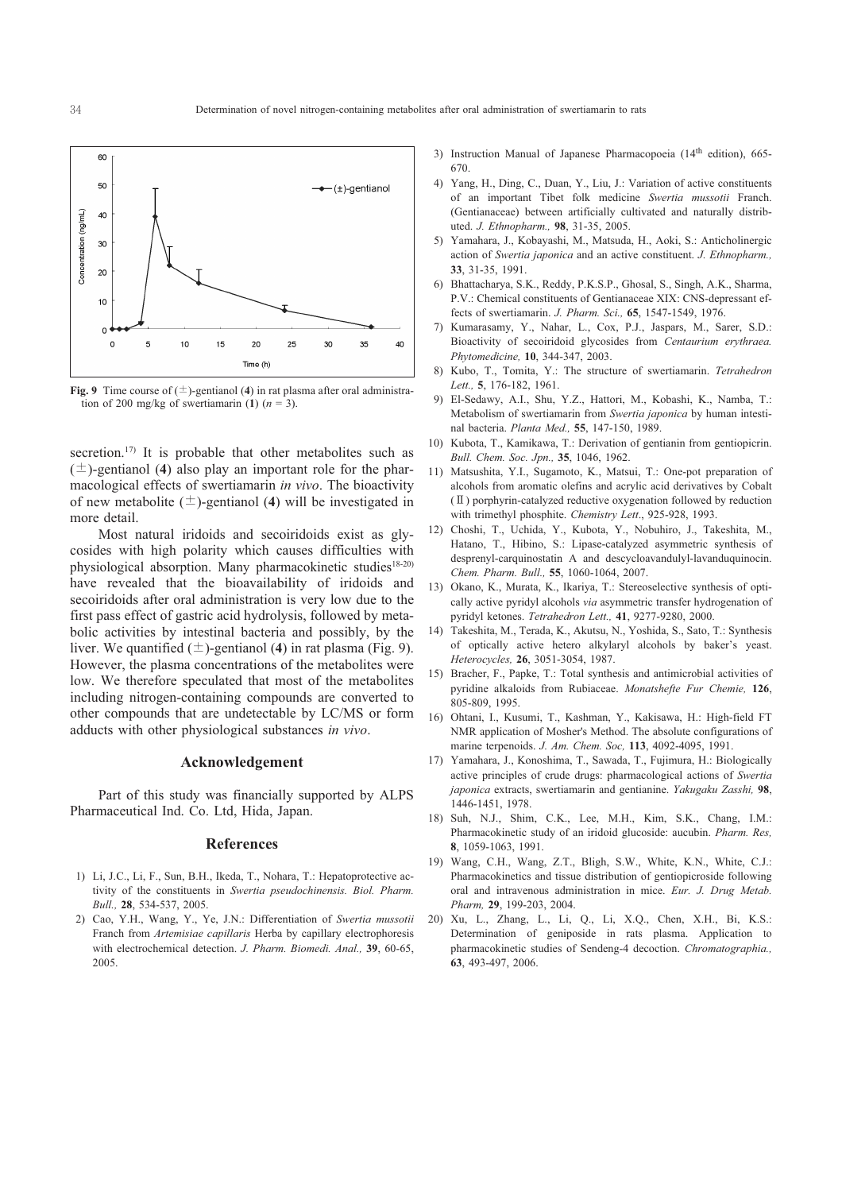60
50
40
30
20
10
0
0 5 10 15 20 25 30 35 40
Concentration (ng/mL)
Time (h)
(±)-gentianol

**Fig. 9** Time course of (±)-gentianol (**4**) in rat plasma after oral administration of 200 mg/kg of swertiamarin (**1**) ($n$ = 3).

secretion.[17] It is probable that other metabolites such as (±)-gentianol (**4**) also play an important role for the pharmacological effects of swertiamarin *in vivo*. The bioactivity of new metabolite (±)-gentianol (**4**) will be investigated in more detail.

Most natural iridoids and secoiridoids exist as glycosides with high polarity which causes difficulties with physiological absorption. Many pharmacokinetic studies[18-20] have revealed that the bioavailability of iridoids and secoiridoids after oral administration is very low due to the first pass effect of gastric acid hydrolysis, followed by metabolic activities by intestinal bacteria and possibly, by the liver. We quantified (±)-gentianol (**4**) in rat plasma (Fig. 9). However, the plasma concentrations of the metabolites were low. We therefore speculated that most of the metabolites including nitrogen-containing compounds are converted to other compounds that are undetectable by LC/MS or form adducts with other physiological substances *in vivo*.

## Acknowledgement

Part of this study was financially supported by ALPS Pharmaceutical Ind. Co. Ltd, Hida, Japan.

## References

1) Li, J.C., Li, F., Sun, B.H., Ikeda, T., Nohara, T.: Hepatoprotective activity of the constituents in *Swertia pseudochinensis*. *Biol. Pharm. Bull.,* **28**, 534-537, 2005.
2) Cao, Y.H., Wang, Y., Ye, J.N.: Differentiation of *Swertia mussotii* Franch from *Artemisiae capillaris* Herba by capillary electrophoresis with electrochemical detection. *J. Pharm. Biomedi. Anal.,* **39**, 60-65, 2005.
3) Instruction Manual of Japanese Pharmacopoeia (14th edition), 665-670.
4) Yang, H., Ding, C., Duan, Y., Liu, J.: Variation of active constituents of an important Tibet folk medicine *Swertia mussotii* Franch. (Gentianaceae) between artificially cultivated and naturally distributed. *J. Ethnopharm.,* **98**, 31-35, 2005.
5) Yamahara, J., Kobayashi, M., Matsuda, H., Aoki, S.: Anticholinergic action of *Swertia japonica* and an active constituent. *J. Ethnopharm.,* **33**, 31-35, 1991.
6) Bhattacharya, S.K., Reddy, P.K.S.P., Ghosal, S., Singh, A.K., Sharma, P.V.: Chemical constituents of Gentianaceae XIX: CNS-depressant effects of swertiamarin. *J. Pharm. Sci.,* **65**, 1547-1549, 1976.
7) Kumarasamy, Y., Nahar, L., Cox, P.J., Jaspars, M., Sarer, S.D.: Bioactivity of secoiridoid glycosides from *Centaurium erythraea. Phytomedicine,* **10**, 344-347, 2003.
8) Kubo, T., Tomita, Y.: The structure of swertiamarin. *Tetrahedron Lett.,* **5**, 176-182, 1961.
9) El-Sedawy, A.I., Shu, Y.Z., Hattori, M., Kobashi, K., Namba, T.: Metabolism of swertiamarin from *Swertia japonica* by human intestinal bacteria. *Planta Med.,* **55**, 147-150, 1989.
10) Kubota, T., Kamikawa, T.: Derivation of gentianin from gentiopicrin. *Bull. Chem. Soc. Jpn.,* **35**, 1046, 1962.
11) Matsushita, Y.I., Sugamoto, K., Matsui, T.: One-pot preparation of alcohols from aromatic olefins and acrylic acid derivatives by Cobalt (Ⅱ) porphyrin-catalyzed reductive oxygenation followed by reduction with trimethyl phosphite. *Chemistry Lett*., 925-928, 1993.
12) Choshi, T., Uchida, Y., Kubota, Y., Nobuhiro, J., Takeshita, M., Hatano, T., Hibino, S.: Lipase-catalyzed asymmetric synthesis of desprenyl-carquinostatin A and descycloavandulyl-lavanduquinocin. *Chem. Pharm. Bull.,* **55**, 1060-1064, 2007.
13) Okano, K., Murata, K., Ikariya, T.: Stereoselective synthesis of optically active pyridyl alcohols *via* asymmetric transfer hydrogenation of pyridyl ketones. *Tetrahedron Lett.,* **41**, 9277-9280, 2000.
14) Takeshita, M., Terada, K., Akutsu, N., Yoshida, S., Sato, T.: Synthesis of optically active hetero alkylaryl alcohols by baker's yeast. *Heterocycles,* **26**, 3051-3054, 1987.
15) Bracher, F., Papke, T.: Total synthesis and antimicrobial activities of pyridine alkaloids from Rubiaceae. *Monatshefte Fur Chemie,* **126**, 805-809, 1995.
16) Ohtani, I., Kusumi, T., Kashman, Y., Kakisawa, H.: High-field FT NMR application of Mosher's Method. The absolute configurations of marine terpenoids. *J. Am. Chem. Soc,* **113**, 4092-4095, 1991.
17) Yamahara, J., Konoshima, T., Sawada, T., Fujimura, H.: Biologically active principles of crude drugs: pharmacological actions of *Swertia japonica* extracts, swertiamarin and gentianine. *Yakugaku Zasshi,* **98**, 1446-1451, 1978.
18) Suh, N.J., Shim, C.K., Lee, M.H., Kim, S.K., Chang, I.M.: Pharmacokinetic study of an iridoid glucoside: aucubin. *Pharm. Res,* **8**, 1059-1063, 1991.
19) Wang, C.H., Wang, Z.T., Bligh, S.W., White, K.N., White, C.J.: Pharmacokinetics and tissue distribution of gentiopicroside following oral and intravenous administration in mice. *Eur. J. Drug Metab. Pharm,* **29**, 199-203, 2004.
20) Xu, L., Zhang, L., Li, Q., Li, X.Q., Chen, X.H., Bi, K.S.: Determination of geniposide in rats plasma. Application to pharmacokinetic studies of Sendeng-4 decoction. *Chromatographia.,* **63**, 493-497, 2006.